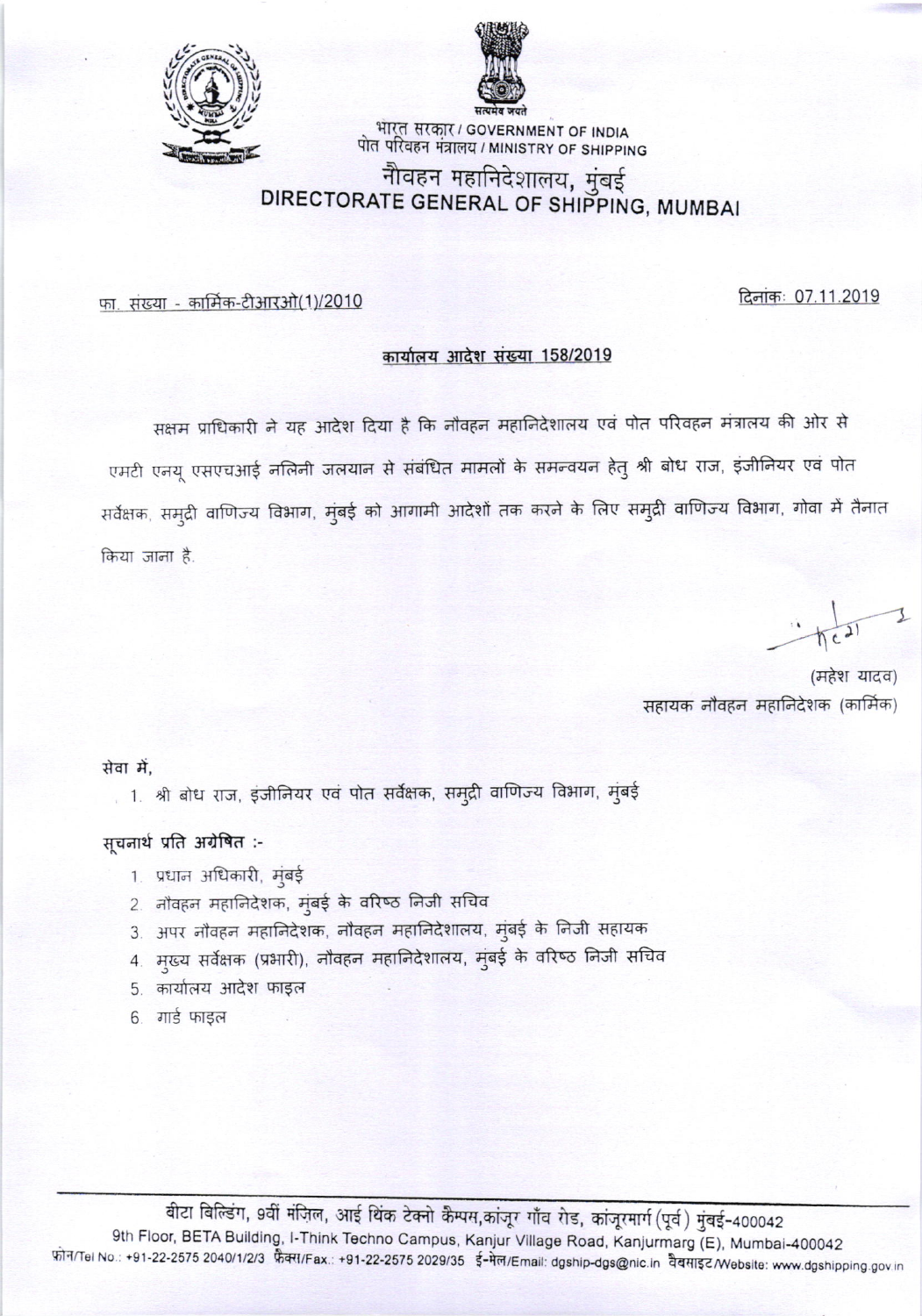भारत सरकार / GOVERNMENT OF INDIA
पोत परिवहन मंत्रालय / MINISTRY OF SHIPPING

# नौवहन महानिदेशालय, मुंबई
# DIRECTORATE GENERAL OF SHIPPING, MUMBAI

फा. संख्या - कार्मिक-टीआरओ(1)/2010

दिनांकः 07.11.2019

## कार्यालय आदेश संख्या 158/2019

सक्षम प्राधिकारी ने यह आदेश दिया है कि नौवहन महानिदेशालय एवं पोत परिवहन मंत्रालय की ओर से एमटी एनयू एसएचआई नलिनी जलयान से संबंधित मामलों के समन्वयन हेतु श्री बोध राज, इंजीनियर एवं पोत सर्वेक्षक, समुद्री वाणिज्य विभाग, मुंबई को आगामी आदेशों तक करने के लिए समुद्री वाणिज्य विभाग, गोवा में तैनात किया जाना है.

(महेश यादव)
सहायक नौवहन महानिदेशक (कार्मिक)

सेवा में,

1. श्री बोध राज, इंजीनियर एवं पोत सर्वेक्षक, समुद्री वाणिज्य विभाग, मुंबई

**सूचनार्थ प्रति अग्रेषित :-**

1. प्रधान अधिकारी, मुंबई
2. नौवहन महानिदेशक, मुंबई के वरिष्ठ निजी सचिव
3. अपर नौवहन महानिदेशक, नौवहन महानिदेशालय, मुंबई के निजी सहायक
4. मुख्य सर्वेक्षक (प्रभारी), नौवहन महानिदेशालय, मुंबई के वरिष्ठ निजी सचिव
5. कार्यालय आदेश फाइल
6. गार्ड फाइल

बीटा बिल्डिंग, 9वीं मंज़िल, आई थिंक टेक्नो कैम्पस,कांजूर गाँव रोड, कांजूरमार्ग (पूर्व) मुंबई-400042
9th Floor, BETA Building, I-Think Techno Campus, Kanjur Village Road, Kanjurmarg (E), Mumbai-400042
फ़ोन/Tel No.: +91-22-2575 2040/1/2/3 फ़ैक्स/Fax.: +91-22-2575 2029/35 ई-मेल/Email: dgship-dgs@nic.in वैबसाइट/Website: www.dgshipping.gov.in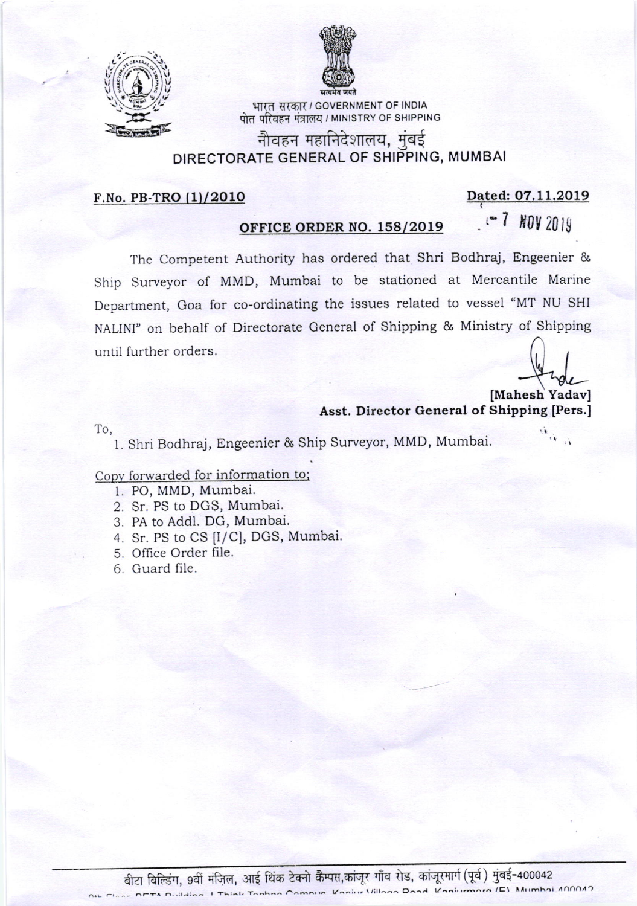भारत सरकार / GOVERNMENT OF INDIA

पोत परिवहन मंत्रालय / MINISTRY OF SHIPPING

# नौवहन महानिदेशालय, मुंबई
# DIRECTORATE GENERAL OF SHIPPING, MUMBAI

**F.No. PB-TRO (1)/2010** **Dated: 07.11.2019**

7 NOV 2019

## OFFICE ORDER NO. 158/2019

The Competent Authority has ordered that Shri Bodhraj, Engeenier & Ship Surveyor of MMD, Mumbai to be stationed at Mercantile Marine Department, Goa for co-ordinating the issues related to vessel "MT NU SHI NALINI" on behalf of Directorate General of Shipping & Ministry of Shipping until further orders.

**[Mahesh Yadav]**
**Asst. Director General of Shipping [Pers.]**

To,

1. Shri Bodhraj, Engeenier & Ship Surveyor, MMD, Mumbai.

Copy forwarded for information to;

1. PO, MMD, Mumbai.
2. Sr. PS to DGS, Mumbai.
3. PA to Addl. DG, Mumbai.
4. Sr. PS to CS [I/C], DGS, Mumbai.
5. Office Order file.
6. Guard file.

बीटा बिल्डिंग, 9वीं मंज़िल, आई थिंक टेक्नो कैम्पस, कांजूर गाँव रोड, कांजूरमार्ग (पूर्व) मुंबई-400042

9th Floor, BETA Building, I Think Techno Campus, Kanjur Village Road, Kanjurmarg (E), Mumbai 400042